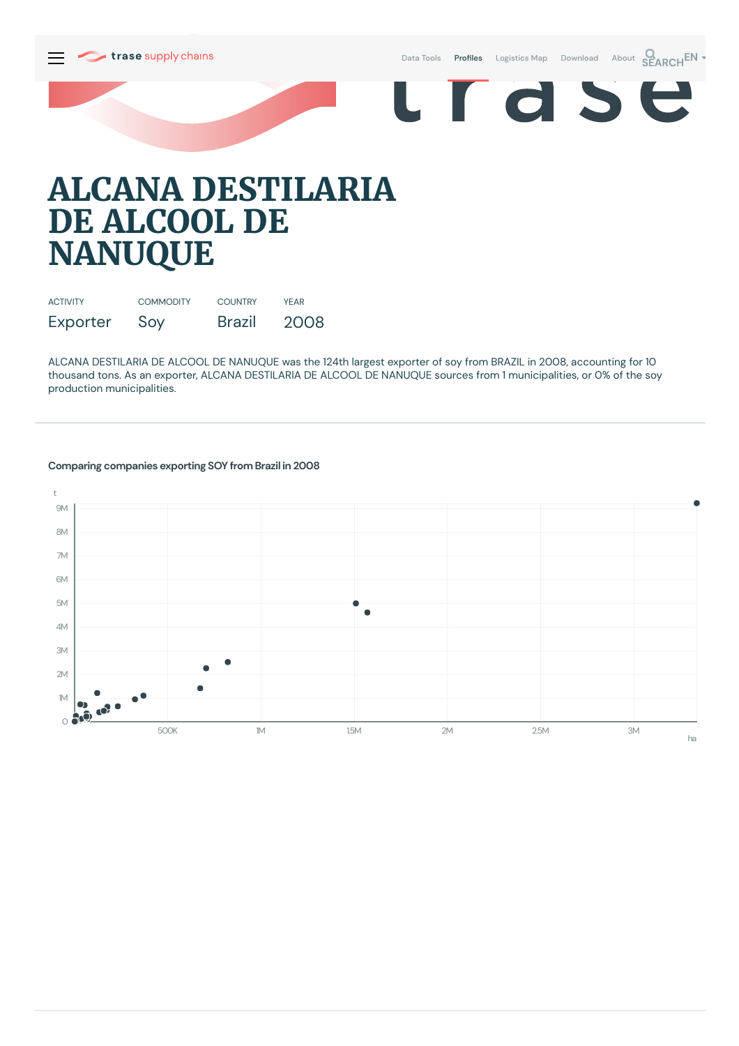# ALCANA DESTILARIA DE ALCOOL DE NANUQUE

| ACTIVITY | COMMODITY | COUNTRY | YEAR |
|---|---|---|---|
| Exporter | Soy | Brazil | 2008 |

ALCANA DESTILARIA DE ALCOOL DE NANUQUE was the 124th largest exporter of soy from BRAZIL in 2008, accounting for 10 thousand tons. As an exporter, ALCANA DESTILARIA DE ALCOOL DE NANUQUE sources from 1 municipalities, or 0% of the soy production municipalities.

### Comparing companies exporting SOY from Brazil in 2008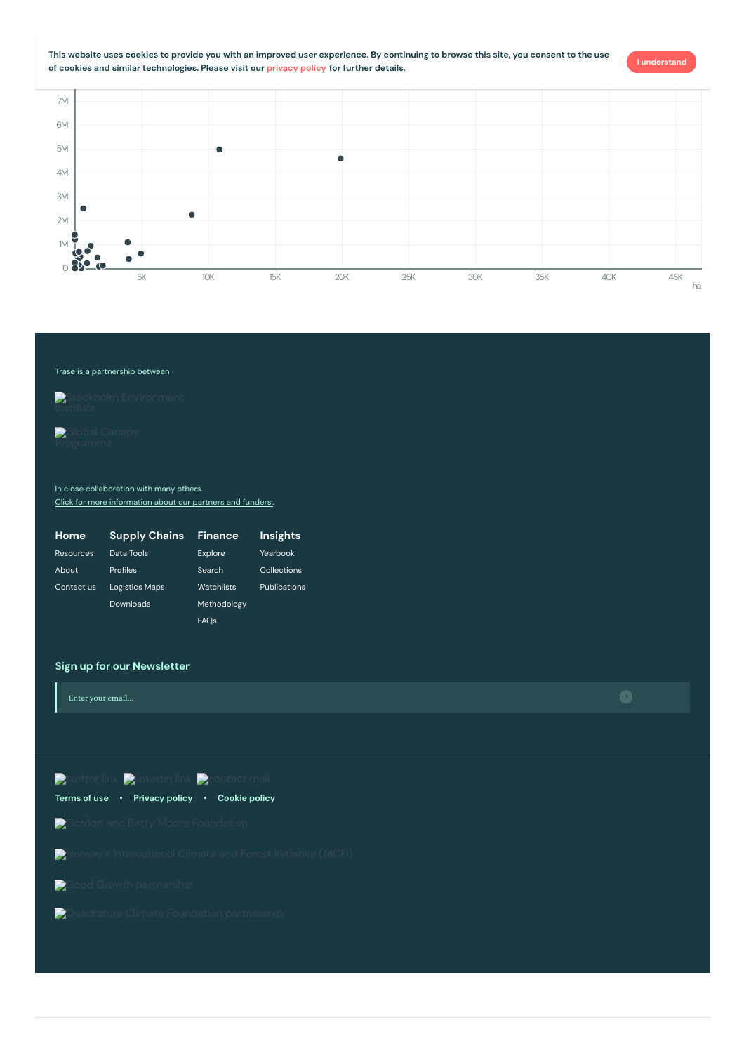This website uses cookies to provide you with an improved user experience. By continuing to browse this site, you consent to the use of cookies and similar technologies. Please visit our privacy policy for further details.

I understand

7M
6M
5M
4M
3M
2M
1M
0
5K
10K
15K
20K
25K
30K
35K
40K
45K
ha

Trase is a partnership between

Stockholm Environment Institute

Global Canopy Programme

In close collaboration with many others.
Click for more information about our partners and funders.

**Home**
- Resources
- About
- Contact us

**Supply Chains**
- Data Tools
- Profiles
- Logistics Maps
- Downloads

**Finance**
- Explore
- Search
- Watchlists
- Methodology
- FAQs

**Insights**
- Yearbook
- Collections
- Publications

## Sign up for our Newsletter

Enter your email...

twitter link linkedin link contact mail

Terms of use • Privacy policy • Cookie policy

Gordon and Betty Moore Foundation

Norway's International Climate and Forest Initiative (NICFI)

Good Growth partnership

Quadrature Climate Foundation partnership